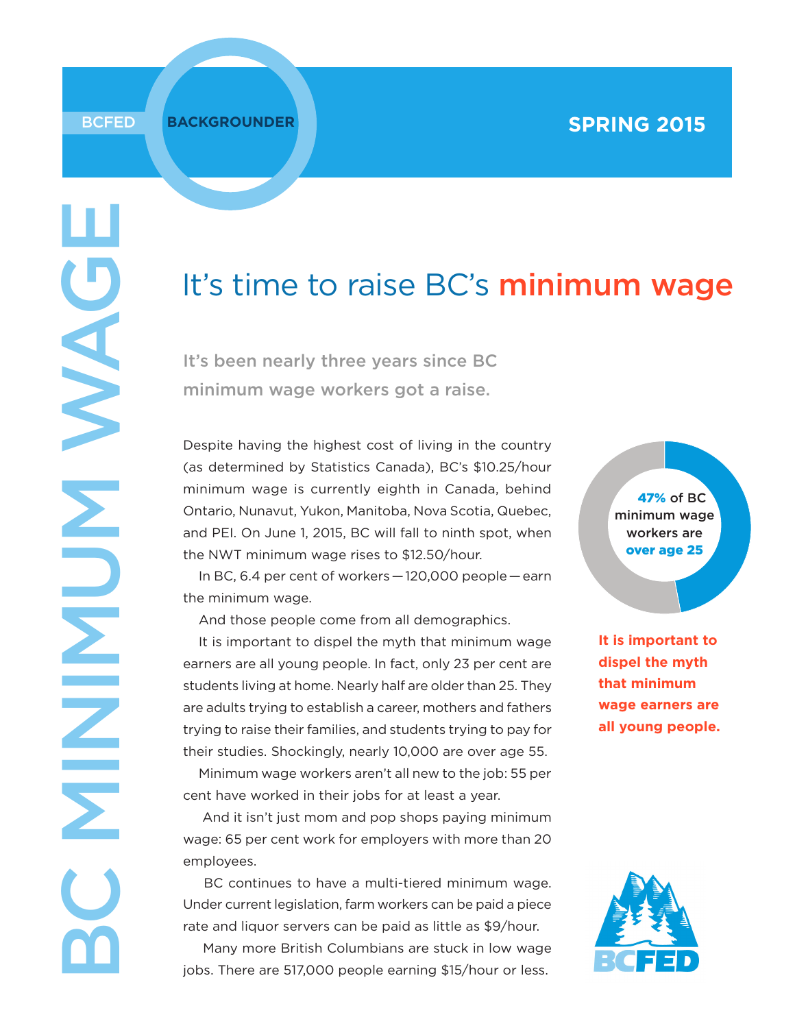BCFED BACKGROUNDER

SPRING 2015

BC MINIMUM WAGE

# It's time to raise BC's minimum wage

**It's been nearly three years since BC minimum wage workers got a raise.**

Despite having the highest cost of living in the country (as determined by Statistics Canada), BC's $10.25/hour minimum wage is currently eighth in Canada, behind Ontario, Nunavut, Yukon, Manitoba, Nova Scotia, Quebec, and PEI. On June 1, 2015, BC will fall to ninth spot, when the NWT minimum wage rises to $12.50/hour.

In BC, 6.4 per cent of workers — 120,000 people — earn the minimum wage.

And those people come from all demographics.

It is important to dispel the myth that minimum wage earners are all young people. In fact, only 23 per cent are students living at home. Nearly half are older than 25. They are adults trying to establish a career, mothers and fathers trying to raise their families, and students trying to pay for their studies. Shockingly, nearly 10,000 are over age 55.

Minimum wage workers aren't all new to the job: 55 per cent have worked in their jobs for at least a year.

And it isn't just mom and pop shops paying minimum wage: 65 per cent work for employers with more than 20 employees.

BC continues to have a multi-tiered minimum wage. Under current legislation, farm workers can be paid a piece rate and liquor servers can be paid as little as $9/hour.

Many more British Columbians are stuck in low wage jobs. There are 517,000 people earning $15/hour or less.

**47%** of BC minimum wage workers are **over age 25**

**It is important to dispel the myth that minimum wage earners are all young people.**

BCFED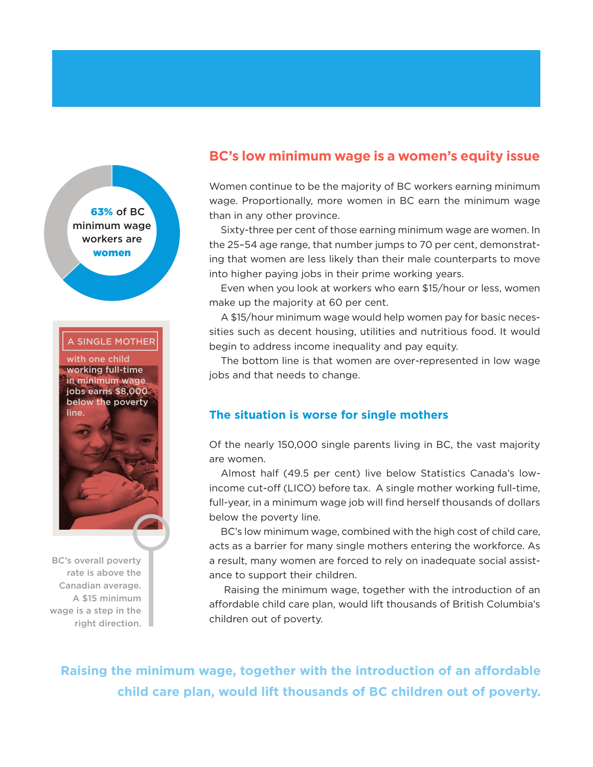63% of BC minimum wage workers are women

A SINGLE MOTHER with one child working full-time in minimum wage jobs earns $8,000 below the poverty line.

BC's overall poverty rate is above the Canadian average. A $15 minimum wage is a step in the right direction.

## BC's low minimum wage is a women's equity issue

Women continue to be the majority of BC workers earning minimum wage. Proportionally, more women in BC earn the minimum wage than in any other province.

Sixty-three per cent of those earning minimum wage are women. In the 25–54 age range, that number jumps to 70 per cent, demonstrating that women are less likely than their male counterparts to move into higher paying jobs in their prime working years.

Even when you look at workers who earn $15/hour or less, women make up the majority at 60 per cent.

A $15/hour minimum wage would help women pay for basic necessities such as decent housing, utilities and nutritious food. It would begin to address income inequality and pay equity.

The bottom line is that women are over-represented in low wage jobs and that needs to change.

## The situation is worse for single mothers

Of the nearly 150,000 single parents living in BC, the vast majority are women.

Almost half (49.5 per cent) live below Statistics Canada's low-income cut-off (LICO) before tax. A single mother working full-time, full-year, in a minimum wage job will find herself thousands of dollars below the poverty line.

BC's low minimum wage, combined with the high cost of child care, acts as a barrier for many single mothers entering the workforce. As a result, many women are forced to rely on inadequate social assistance to support their children.

Raising the minimum wage, together with the introduction of an affordable child care plan, would lift thousands of British Columbia's children out of poverty.

**Raising the minimum wage, together with the introduction of an affordable child care plan, would lift thousands of BC children out of poverty.**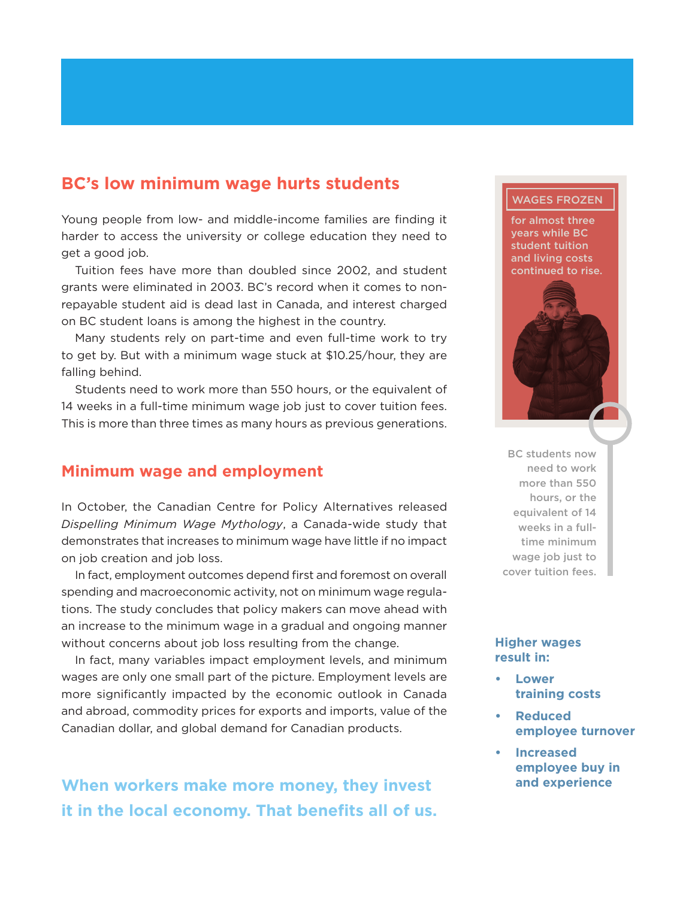## BC's low minimum wage hurts students

Young people from low- and middle-income families are finding it harder to access the university or college education they need to get a good job.

Tuition fees have more than doubled since 2002, and student grants were eliminated in 2003. BC's record when it comes to non-repayable student aid is dead last in Canada, and interest charged on BC student loans is among the highest in the country.

Many students rely on part-time and even full-time work to try to get by. But with a minimum wage stuck at $10.25/hour, they are falling behind.

Students need to work more than 550 hours, or the equivalent of 14 weeks in a full-time minimum wage job just to cover tuition fees. This is more than three times as many hours as previous generations.

**WAGES FROZEN**

for almost three years while BC student tuition and living costs continued to rise.

BC students now need to work more than 550 hours, or the equivalent of 14 weeks in a full-time minimum wage job just to cover tuition fees.

## Minimum wage and employment

In October, the Canadian Centre for Policy Alternatives released *Dispelling Minimum Wage Mythology*, a Canada-wide study that demonstrates that increases to minimum wage have little if no impact on job creation and job loss.

In fact, employment outcomes depend first and foremost on overall spending and macroeconomic activity, not on minimum wage regulations. The study concludes that policy makers can move ahead with an increase to the minimum wage in a gradual and ongoing manner without concerns about job loss resulting from the change.

In fact, many variables impact employment levels, and minimum wages are only one small part of the picture. Employment levels are more significantly impacted by the economic outlook in Canada and abroad, commodity prices for exports and imports, value of the Canadian dollar, and global demand for Canadian products.

**When workers make more money, they invest it in the local economy. That benefits all of us.**

**Higher wages result in:**

- **Lower training costs**
- **Reduced employee turnover**
- **Increased employee buy in and experience**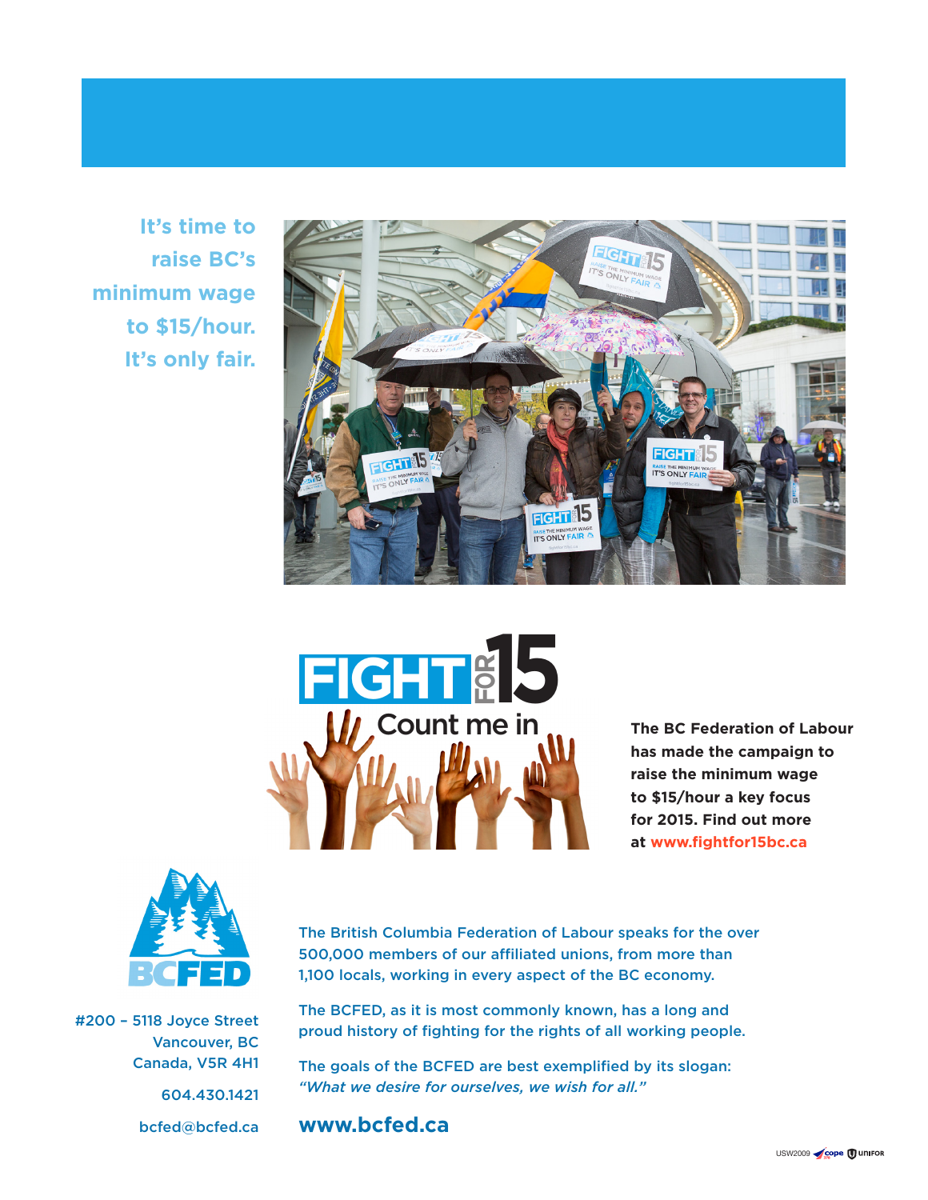**It's time to raise BC's minimum wage to $15/hour. It's only fair.**

**The BC Federation of Labour has made the campaign to raise the minimum wage to $15/hour a key focus for 2015. Find out more at www.fightfor15bc.ca**

The British Columbia Federation of Labour speaks for the over 500,000 members of our affiliated unions, from more than 1,100 locals, working in every aspect of the BC economy.

The BCFED, as it is most commonly known, has a long and proud history of fighting for the rights of all working people.

The goals of the BCFED are best exemplified by its slogan: *"What we desire for ourselves, we wish for all."*

**www.bcfed.ca**

#200 – 5118 Joyce Street
Vancouver, BC
Canada, V5R 4H1

604.430.1421

bcfed@bcfed.ca

USW2009 cope UNIFOR